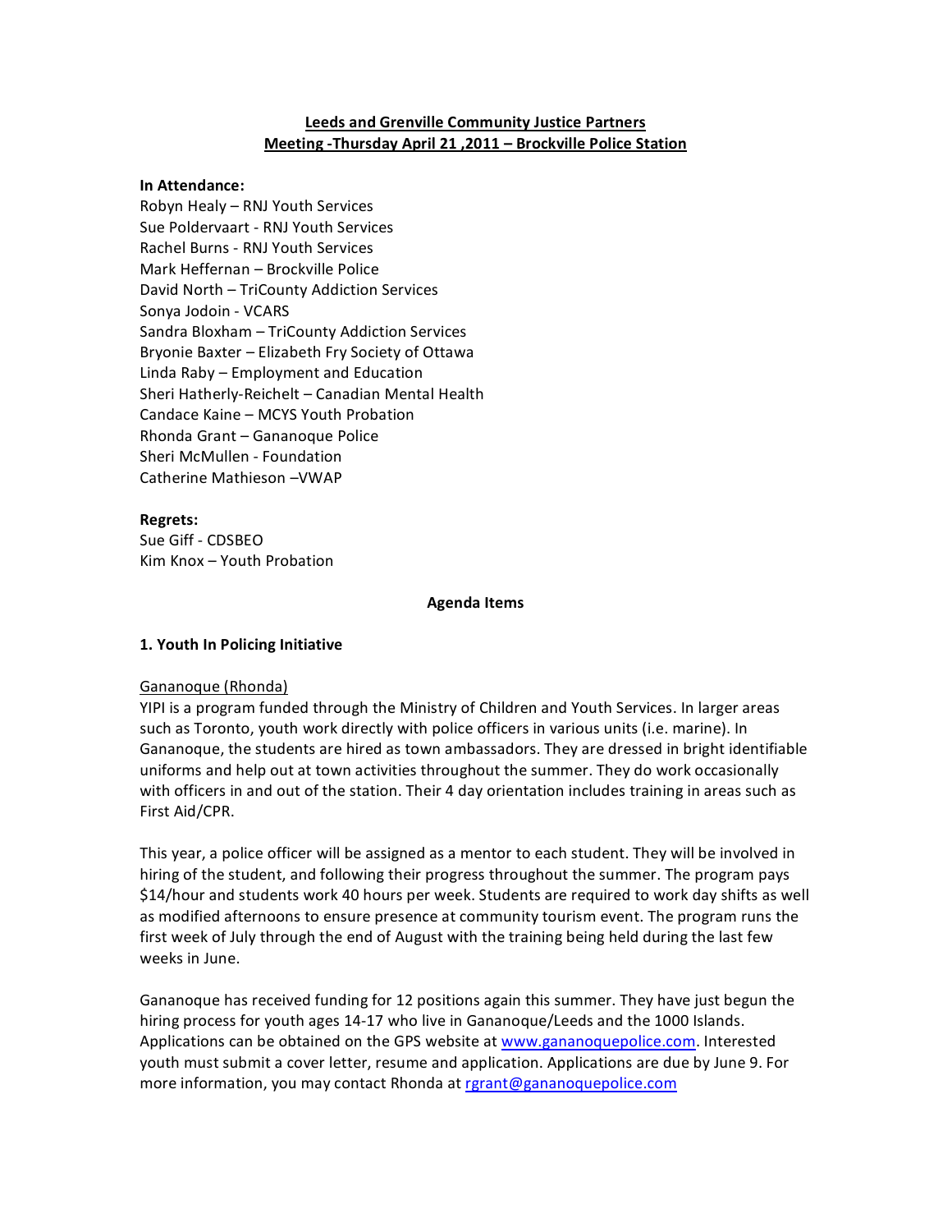# Leeds and Grenville Community Justice Partners
## Meeting -Thursday April 21 ,2011 – Brockville Police Station

**In Attendance:**
Robyn Healy – RNJ Youth Services
Sue Poldervaart - RNJ Youth Services
Rachel Burns - RNJ Youth Services
Mark Heffernan – Brockville Police
David North – TriCounty Addiction Services
Sonya Jodoin - VCARS
Sandra Bloxham – TriCounty Addiction Services
Bryonie Baxter – Elizabeth Fry Society of Ottawa
Linda Raby – Employment and Education
Sheri Hatherly-Reichelt – Canadian Mental Health
Candace Kaine – MCYS Youth Probation
Rhonda Grant – Gananoque Police
Sheri McMullen - Foundation
Catherine Mathieson –VWAP

**Regrets:**
Sue Giff - CDSBEO
Kim Knox – Youth Probation

**Agenda Items**

### 1. Youth In Policing Initiative

Gananoque (Rhonda)

YIPI is a program funded through the Ministry of Children and Youth Services. In larger areas such as Toronto, youth work directly with police officers in various units (i.e. marine). In Gananoque, the students are hired as town ambassadors. They are dressed in bright identifiable uniforms and help out at town activities throughout the summer. They do work occasionally with officers in and out of the station. Their 4 day orientation includes training in areas such as First Aid/CPR.

This year, a police officer will be assigned as a mentor to each student. They will be involved in hiring of the student, and following their progress throughout the summer. The program pays $14/hour and students work 40 hours per week. Students are required to work day shifts as well as modified afternoons to ensure presence at community tourism event. The program runs the first week of July through the end of August with the training being held during the last few weeks in June.

Gananoque has received funding for 12 positions again this summer. They have just begun the hiring process for youth ages 14-17 who live in Gananoque/Leeds and the 1000 Islands. Applications can be obtained on the GPS website at www.gananoquepolice.com. Interested youth must submit a cover letter, resume and application. Applications are due by June 9. For more information, you may contact Rhonda at rgrant@gananoquepolice.com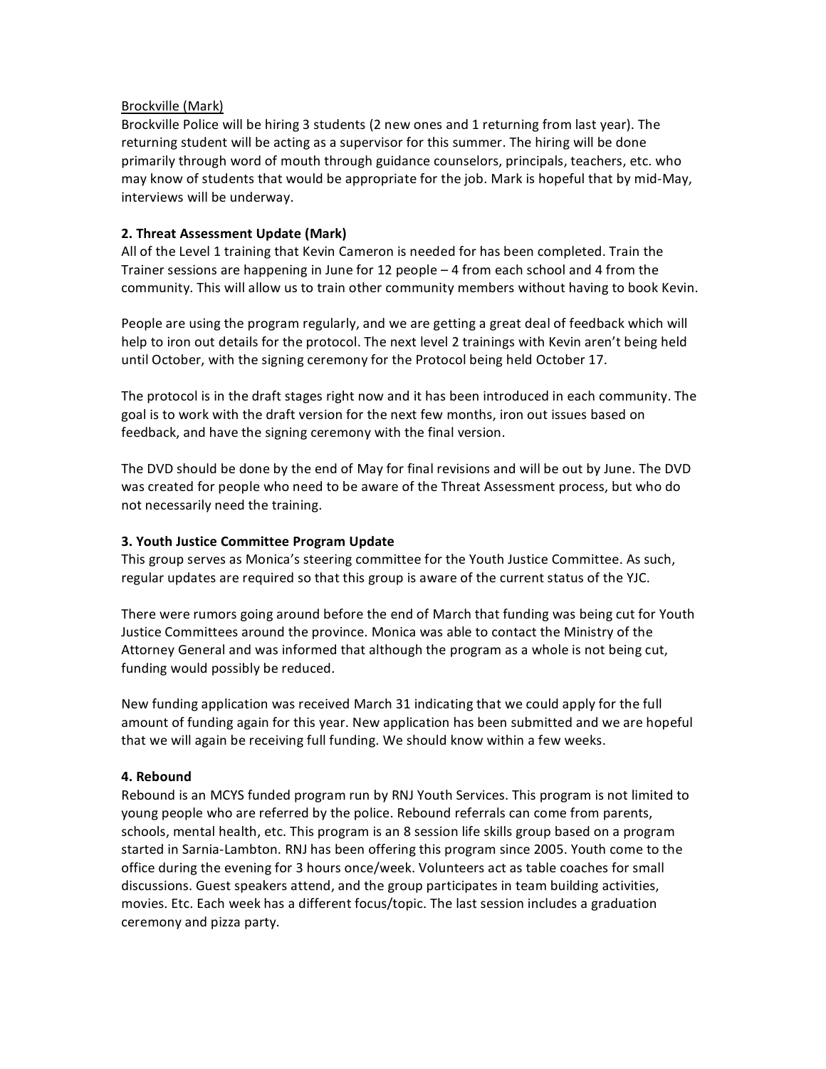Brockville (Mark)

Brockville Police will be hiring 3 students (2 new ones and 1 returning from last year). The returning student will be acting as a supervisor for this summer. The hiring will be done primarily through word of mouth through guidance counselors, principals, teachers, etc. who may know of students that would be appropriate for the job. Mark is hopeful that by mid-May, interviews will be underway.

**2. Threat Assessment Update (Mark)**

All of the Level 1 training that Kevin Cameron is needed for has been completed. Train the Trainer sessions are happening in June for 12 people – 4 from each school and 4 from the community. This will allow us to train other community members without having to book Kevin.

People are using the program regularly, and we are getting a great deal of feedback which will help to iron out details for the protocol. The next level 2 trainings with Kevin aren't being held until October, with the signing ceremony for the Protocol being held October 17.

The protocol is in the draft stages right now and it has been introduced in each community. The goal is to work with the draft version for the next few months, iron out issues based on feedback, and have the signing ceremony with the final version.

The DVD should be done by the end of May for final revisions and will be out by June. The DVD was created for people who need to be aware of the Threat Assessment process, but who do not necessarily need the training.

**3. Youth Justice Committee Program Update**

This group serves as Monica's steering committee for the Youth Justice Committee. As such, regular updates are required so that this group is aware of the current status of the YJC.

There were rumors going around before the end of March that funding was being cut for Youth Justice Committees around the province. Monica was able to contact the Ministry of the Attorney General and was informed that although the program as a whole is not being cut, funding would possibly be reduced.

New funding application was received March 31 indicating that we could apply for the full amount of funding again for this year. New application has been submitted and we are hopeful that we will again be receiving full funding. We should know within a few weeks.

**4. Rebound**

Rebound is an MCYS funded program run by RNJ Youth Services. This program is not limited to young people who are referred by the police. Rebound referrals can come from parents, schools, mental health, etc. This program is an 8 session life skills group based on a program started in Sarnia-Lambton. RNJ has been offering this program since 2005. Youth come to the office during the evening for 3 hours once/week. Volunteers act as table coaches for small discussions. Guest speakers attend, and the group participates in team building activities, movies. Etc. Each week has a different focus/topic. The last session includes a graduation ceremony and pizza party.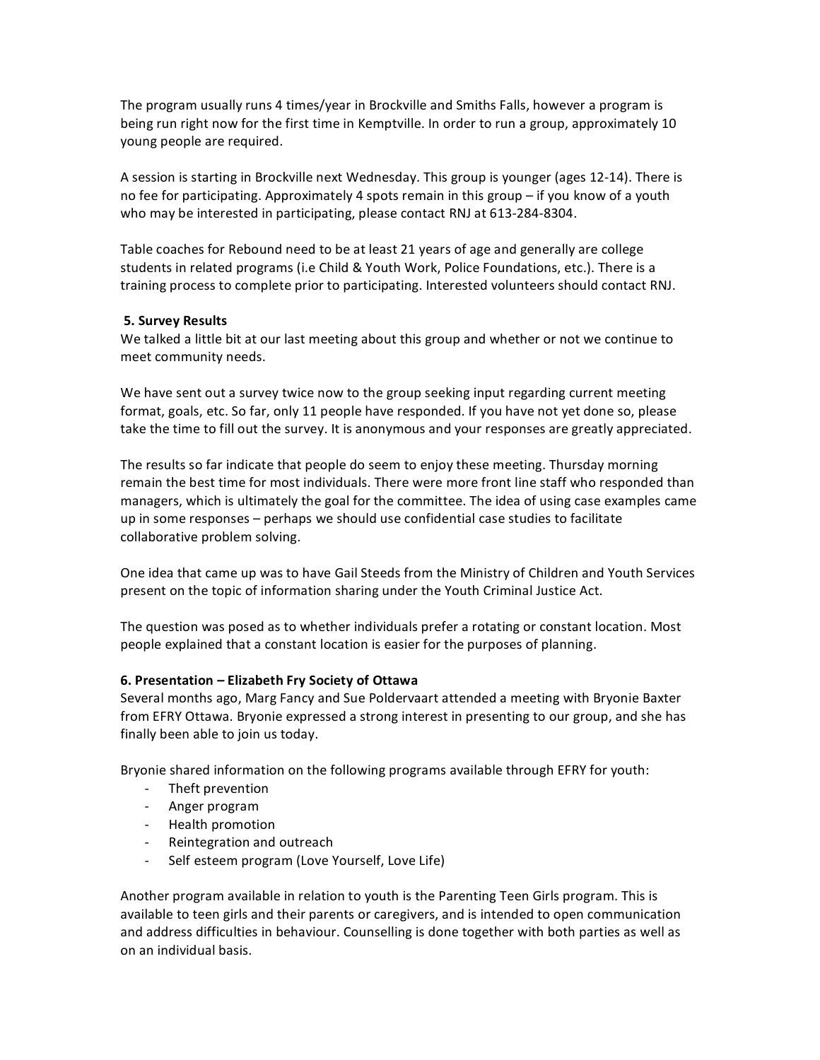The program usually runs 4 times/year in Brockville and Smiths Falls, however a program is being run right now for the first time in Kemptville. In order to run a group, approximately 10 young people are required.

A session is starting in Brockville next Wednesday. This group is younger (ages 12-14). There is no fee for participating. Approximately 4 spots remain in this group – if you know of a youth who may be interested in participating, please contact RNJ at 613-284-8304.

Table coaches for Rebound need to be at least 21 years of age and generally are college students in related programs (i.e Child & Youth Work, Police Foundations, etc.). There is a training process to complete prior to participating. Interested volunteers should contact RNJ.

**5. Survey Results**

We talked a little bit at our last meeting about this group and whether or not we continue to meet community needs.

We have sent out a survey twice now to the group seeking input regarding current meeting format, goals, etc. So far, only 11 people have responded. If you have not yet done so, please take the time to fill out the survey. It is anonymous and your responses are greatly appreciated.

The results so far indicate that people do seem to enjoy these meeting. Thursday morning remain the best time for most individuals. There were more front line staff who responded than managers, which is ultimately the goal for the committee. The idea of using case examples came up in some responses – perhaps we should use confidential case studies to facilitate collaborative problem solving.

One idea that came up was to have Gail Steeds from the Ministry of Children and Youth Services present on the topic of information sharing under the Youth Criminal Justice Act.

The question was posed as to whether individuals prefer a rotating or constant location. Most people explained that a constant location is easier for the purposes of planning.

**6. Presentation – Elizabeth Fry Society of Ottawa**

Several months ago, Marg Fancy and Sue Poldervaart attended a meeting with Bryonie Baxter from EFRY Ottawa. Bryonie expressed a strong interest in presenting to our group, and she has finally been able to join us today.

Bryonie shared information on the following programs available through EFRY for youth:

- Theft prevention
- Anger program
- Health promotion
- Reintegration and outreach
- Self esteem program (Love Yourself, Love Life)

Another program available in relation to youth is the Parenting Teen Girls program. This is available to teen girls and their parents or caregivers, and is intended to open communication and address difficulties in behaviour. Counselling is done together with both parties as well as on an individual basis.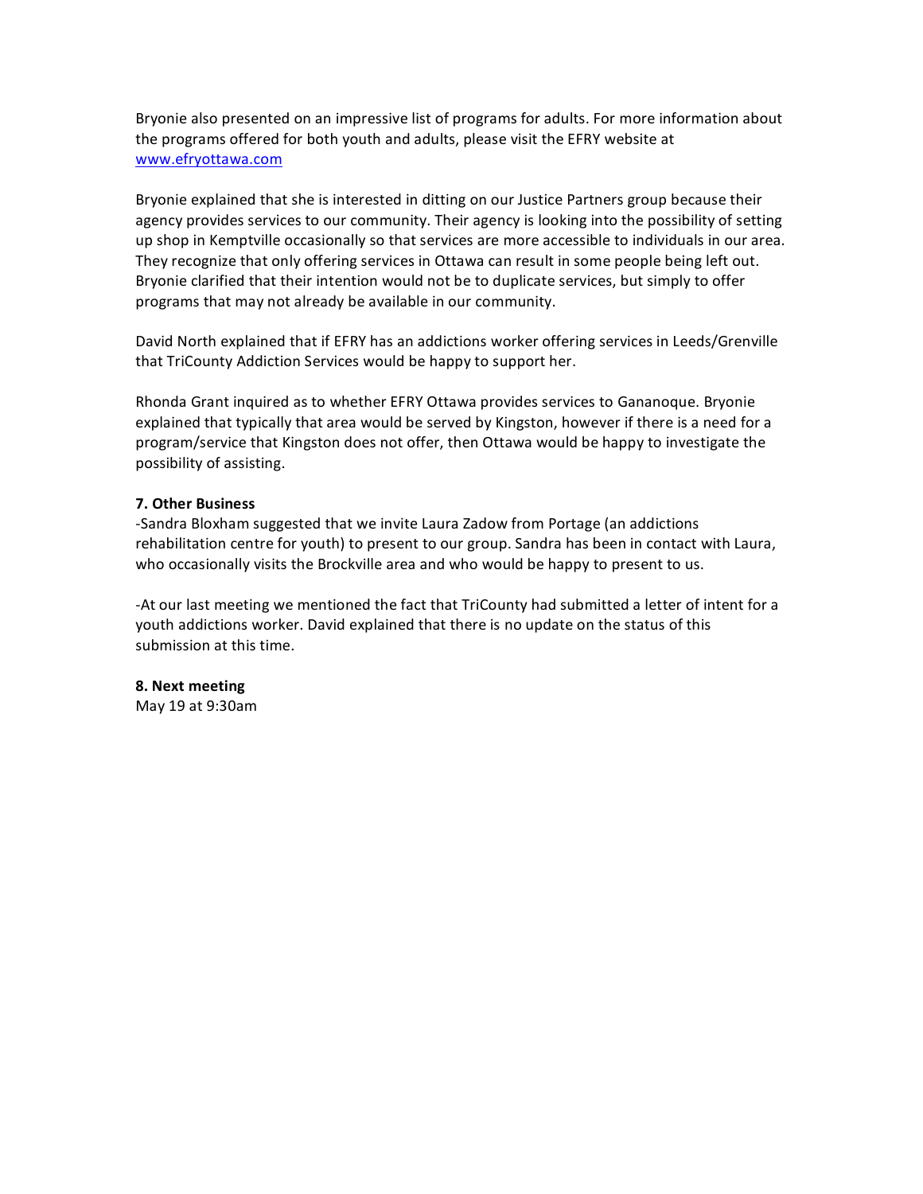Bryonie also presented on an impressive list of programs for adults. For more information about the programs offered for both youth and adults, please visit the EFRY website at [www.efryottawa.com](http://www.efryottawa.com)

Bryonie explained that she is interested in ditting on our Justice Partners group because their agency provides services to our community. Their agency is looking into the possibility of setting up shop in Kemptville occasionally so that services are more accessible to individuals in our area. They recognize that only offering services in Ottawa can result in some people being left out. Bryonie clarified that their intention would not be to duplicate services, but simply to offer programs that may not already be available in our community.

David North explained that if EFRY has an addictions worker offering services in Leeds/Grenville that TriCounty Addiction Services would be happy to support her.

Rhonda Grant inquired as to whether EFRY Ottawa provides services to Gananoque. Bryonie explained that typically that area would be served by Kingston, however if there is a need for a program/service that Kingston does not offer, then Ottawa would be happy to investigate the possibility of assisting.

**7. Other Business**

-Sandra Bloxham suggested that we invite Laura Zadow from Portage (an addictions rehabilitation centre for youth) to present to our group. Sandra has been in contact with Laura, who occasionally visits the Brockville area and who would be happy to present to us.

-At our last meeting we mentioned the fact that TriCounty had submitted a letter of intent for a youth addictions worker. David explained that there is no update on the status of this submission at this time.

**8. Next meeting**

May 19 at 9:30am